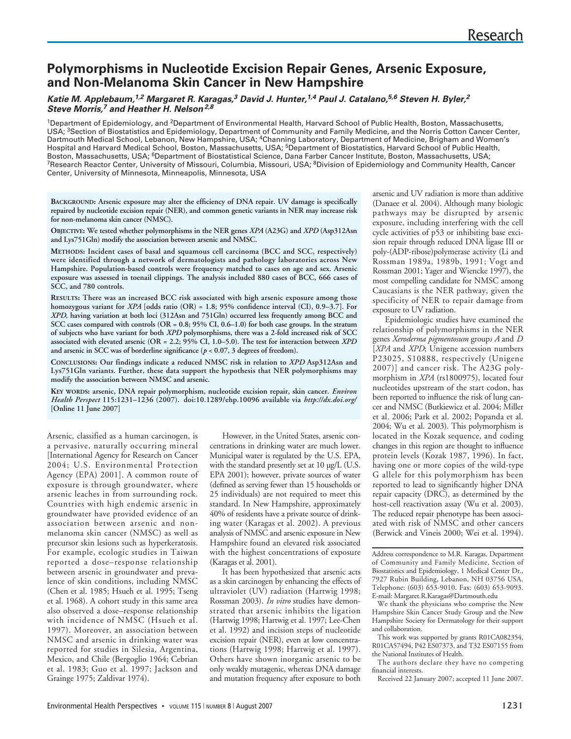# Polymorphisms in Nucleotide Excision Repair Genes, Arsenic Exposure, and Non-Melanoma Skin Cancer in New Hampshire

***Katie M. Applebaum,[1,2] Margaret R. Karagas,[3] David J. Hunter,[1,4] Paul J. Catalano,[5,6] Steven H. Byler,[2] Steve Morris,[7] and Heather H. Nelson[2,8]***

[1]Department of Epidemiology, and [2]Department of Environmental Health, Harvard School of Public Health, Boston, Massachusetts, USA; [3]Section of Biostatistics and Epidemiology, Department of Community and Family Medicine, and the Norris Cotton Cancer Center, Dartmouth Medical School, Lebanon, New Hampshire, USA; [4]Channing Laboratory, Department of Medicine, Brigham and Women's Hospital and Harvard Medical School, Boston, Massachusetts, USA; [5]Department of Biostatistics, Harvard School of Public Health, Boston, Massachusetts, USA; [6]Department of Biostatistical Science, Dana Farber Cancer Institute, Boston, Massachusetts, USA; [7]Research Reactor Center, University of Missouri, Columbia, Missouri, USA; [8]Division of Epidemiology and Community Health, Cancer Center, University of Minnesota, Minneapolis, Minnesota, USA

**Background: Arsenic exposure may alter the efficiency of DNA repair. UV damage is specifically repaired by nucleotide excision repair (NER), and common genetic variants in NER may increase risk for non-melanoma skin cancer (NMSC).**

**Objective: We tested whether polymorphisms in the NER genes *XPA* (A23G) and *XPD* (Asp312Asn and Lys751Gln) modify the association between arsenic and NMSC.**

**Methods: Incident cases of basal and squamous cell carcinoma (BCC and SCC, respectively) were identified through a network of dermatologists and pathology laboratories across New Hampshire. Population-based controls were frequency matched to cases on age and sex. Arsenic exposure was assessed in toenail clippings. The analysis included 880 cases of BCC, 666 cases of SCC, and 780 controls.**

**Results: There was an increased BCC risk associated with high arsenic exposure among those homozygous variant for *XPA* [odds ratio (OR) = 1.8; 95% confidence interval (CI), 0.9–3.7]. For *XPD*, having variation at both loci (312Asn and 751Gln) occurred less frequently among BCC and SCC cases compared with controls (OR = 0.8; 95% CI, 0.6–1.0) for both case groups. In the stratum of subjects who have variant for both *XPD* polymorphisms, there was a 2-fold increased risk of SCC associated with elevated arsenic (OR = 2.2; 95% CI, 1.0–5.0). The test for interaction between *XPD* and arsenic in SCC was of borderline significance ($p < 0.07$, 3 degrees of freedom).**

**Conclusions: Our findings indicate a reduced NMSC risk in relation to *XPD* Asp312Asn and Lys751Gln variants. Further, these data support the hypothesis that NER polymorphisms may modify the association between NMSC and arsenic.**

**Key words: arsenic, DNA repair polymorphism, nucleotide excision repair, skin cancer. *Environ Health Perspect* 115:1231–1236 (2007). doi:10.1289/ehp.10096 available via *http://dx.doi.org/* [Online 11 June 2007]**

Arsenic, classified as a human carcinogen, is a pervasive, naturally occurring mineral [International Agency for Research on Cancer 2004; U.S. Environmental Protection Agency (EPA) 2001]. A common route of exposure is through groundwater, where arsenic leaches in from surrounding rock. Countries with high endemic arsenic in groundwater have provided evidence of an association between arsenic and non-melanoma skin cancer (NMSC) as well as precursor skin lesions such as hyperkeratosis. For example, ecologic studies in Taiwan reported a dose–response relationship between arsenic in groundwater and prevalence of skin conditions, including NMSC (Chen et al. 1985; Hsueh et al. 1995; Tseng et al. 1968). A cohort study in this same area also observed a dose–response relationship with incidence of NMSC (Hsueh et al. 1997). Moreover, an association between NMSC and arsenic in drinking water was reported for studies in Silesia, Argentina, Mexico, and Chile (Bergoglio 1964; Cebrian et al. 1983; Guo et al. 1997; Jackson and Grainge 1975; Zaldivar 1974).

However, in the United States, arsenic concentrations in drinking water are much lower. Municipal water is regulated by the U.S. EPA, with the standard presently set at 10 µg/L (U.S. EPA 2001); however, private sources of water (defined as serving fewer than 15 households or 25 individuals) are not required to meet this standard. In New Hampshire, approximately 40% of residents have a private source of drinking water (Karagas et al. 2002). A previous analysis of NMSC and arsenic exposure in New Hampshire found an elevated risk associated with the highest concentrations of exposure (Karagas et al. 2001).

It has been hypothesized that arsenic acts as a skin carcinogen by enhancing the effects of ultraviolet (UV) radiation (Hartwig 1998; Rossman 2003). *In vitro* studies have demonstrated that arsenic inhibits the ligation (Hartwig 1998; Hartwig et al. 1997; Lee-Chen et al. 1992) and incision steps of nucleotide excision repair (NER), even at low concentrations (Hartwig 1998; Hartwig et al. 1997). Others have shown inorganic arsenic to be only weakly mutagenic, whereas DNA damage and mutation frequency after exposure to both arsenic and UV radiation is more than additive (Danaee et al. 2004). Although many biologic pathways may be disrupted by arsenic exposure, including interfering with the cell cycle activities of p53 or inhibiting base excision repair through reduced DNA ligase III or poly-(ADP-ribose)polymerase activity (Li and Rossman 1989a, 1989b, 1991; Vogt and Rossman 2001; Yager and Wiencke 1997), the most compelling candidate for NMSC among Caucasians is the NER pathway, given the specificity of NER to repair damage from exposure to UV radiation.

Epidemiologic studies have examined the relationship of polymorphisms in the NER genes *Xeroderma pigmentosum* group*s A* and *D* [*XPA* and *XPD*; Unigene accession numbers P23025, S10888, respectively (Unigene 2007)] and cancer risk. The A23G polymorphism in *XPA* (rs1800975), located four nucleotides upstream of the start codon, has been reported to influence the risk of lung cancer and NMSC (Butkiewicz et al. 2004; Miller et al. 2006; Park et al. 2002; Popanda et al. 2004; Wu et al. 2003). This polymorphism is located in the Kozak sequence, and coding changes in this region are thought to influence protein levels (Kozak 1987, 1996). In fact, having one or more copies of the wild-type G allele for this polymorphism has been reported to lead to significantly higher DNA repair capacity (DRC), as determined by the host-cell reactivation assay (Wu et al. 2003). The reduced repair phenotype has been associated with risk of NMSC and other cancers (Berwick and Vineis 2000; Wei et al. 1994).

Address correspondence to M.R. Karagas, Department of Community and Family Medicine, Section of Biostatistics and Epidemiology, 1 Medical Center Dr., 7927 Rubin Building, Lebanon, NH 03756 USA. Telephone: (603) 653-9010. Fax: (603) 653-9093. E-mail: Margaret.R.Karagas@Dartmouth.edu

We thank the physicians who comprise the New Hampshire Skin Cancer Study Group and the New Hampshire Society for Dermatology for their support and collaboration.

This work was supported by grants R01CA082354, R01CA57494, P42 ES07373, and T32 ES07155 from the National Institutes of Health.

The authors declare they have no competing financial interests.

Received 22 January 2007; accepted 11 June 2007.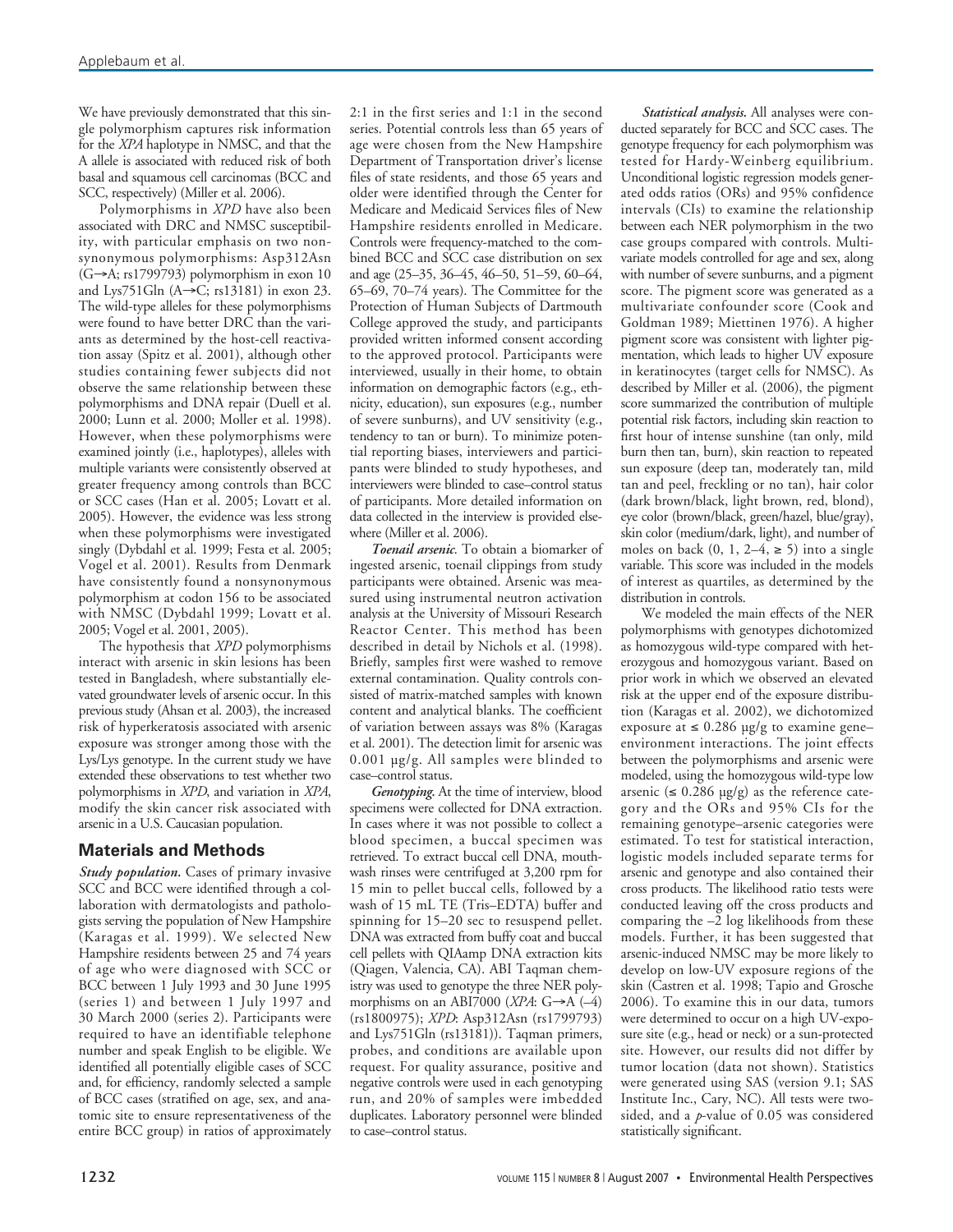We have previously demonstrated that this single polymorphism captures risk information for the *XPA* haplotype in NMSC, and that the A allele is associated with reduced risk of both basal and squamous cell carcinomas (BCC and SCC, respectively) (Miller et al. 2006).

Polymorphisms in *XPD* have also been associated with DRC and NMSC susceptibility, with particular emphasis on two nonsynonymous polymorphisms: Asp312Asn (G→A; rs1799793) polymorphism in exon 10 and Lys751Gln (A→C; rs13181) in exon 23. The wild-type alleles for these polymorphisms were found to have better DRC than the variants as determined by the host-cell reactivation assay (Spitz et al. 2001), although other studies containing fewer subjects did not observe the same relationship between these polymorphisms and DNA repair (Duell et al. 2000; Lunn et al. 2000; Moller et al. 1998). However, when these polymorphisms were examined jointly (i.e., haplotypes), alleles with multiple variants were consistently observed at greater frequency among controls than BCC or SCC cases (Han et al. 2005; Lovatt et al. 2005). However, the evidence was less strong when these polymorphisms were investigated singly (Dybdahl et al. 1999; Festa et al. 2005; Vogel et al. 2001). Results from Denmark have consistently found a nonsynonymous polymorphism at codon 156 to be associated with NMSC (Dybdahl 1999; Lovatt et al. 2005; Vogel et al. 2001, 2005).

The hypothesis that *XPD* polymorphisms interact with arsenic in skin lesions has been tested in Bangladesh, where substantially elevated groundwater levels of arsenic occur. In this previous study (Ahsan et al. 2003), the increased risk of hyperkeratosis associated with arsenic exposure was stronger among those with the Lys/Lys genotype. In the current study we have extended these observations to test whether two polymorphisms in *XPD*, and variation in *XPA*, modify the skin cancer risk associated with arsenic in a U.S. Caucasian population.

## Materials and Methods

***Study population.*** Cases of primary invasive SCC and BCC were identified through a collaboration with dermatologists and pathologists serving the population of New Hampshire (Karagas et al. 1999). We selected New Hampshire residents between 25 and 74 years of age who were diagnosed with SCC or BCC between 1 July 1993 and 30 June 1995 (series 1) and between 1 July 1997 and 30 March 2000 (series 2). Participants were required to have an identifiable telephone number and speak English to be eligible. We identified all potentially eligible cases of SCC and, for efficiency, randomly selected a sample of BCC cases (stratified on age, sex, and anatomic site to ensure representativeness of the entire BCC group) in ratios of approximately 2:1 in the first series and 1:1 in the second series. Potential controls less than 65 years of age were chosen from the New Hampshire Department of Transportation driver's license files of state residents, and those 65 years and older were identified through the Center for Medicare and Medicaid Services files of New Hampshire residents enrolled in Medicare. Controls were frequency-matched to the combined BCC and SCC case distribution on sex and age (25–35, 36–45, 46–50, 51–59, 60–64, 65–69, 70–74 years). The Committee for the Protection of Human Subjects of Dartmouth College approved the study, and participants provided written informed consent according to the approved protocol. Participants were interviewed, usually in their home, to obtain information on demographic factors (e.g., ethnicity, education), sun exposures (e.g., number of severe sunburns), and UV sensitivity (e.g., tendency to tan or burn). To minimize potential reporting biases, interviewers and participants were blinded to study hypotheses, and interviewers were blinded to case–control status of participants. More detailed information on data collected in the interview is provided elsewhere (Miller et al. 2006).

***Toenail arsenic.*** To obtain a biomarker of ingested arsenic, toenail clippings from study participants were obtained. Arsenic was measured using instrumental neutron activation analysis at the University of Missouri Research Reactor Center. This method has been described in detail by Nichols et al. (1998). Briefly, samples first were washed to remove external contamination. Quality controls consisted of matrix-matched samples with known content and analytical blanks. The coefficient of variation between assays was 8% (Karagas et al. 2001). The detection limit for arsenic was 0.001 µg/g. All samples were blinded to case–control status.

***Genotyping.*** At the time of interview, blood specimens were collected for DNA extraction. In cases where it was not possible to collect a blood specimen, a buccal specimen was retrieved. To extract buccal cell DNA, mouthwash rinses were centrifuged at 3,200 rpm for 15 min to pellet buccal cells, followed by a wash of 15 mL TE (Tris–EDTA) buffer and spinning for 15–20 sec to resuspend pellet. DNA was extracted from buffy coat and buccal cell pellets with QIAmp DNA extraction kits (Qiagen, Valencia, CA). ABI Taqman chemistry was used to genotype the three NER polymorphisms on an ABI7000 (*XPA*: G→A (–4) (rs1800975); *XPD*: Asp312Asn (rs1799793) and Lys751Gln (rs13181)). Taqman primers, probes, and conditions are available upon request. For quality assurance, positive and negative controls were used in each genotyping run, and 20% of samples were imbedded duplicates. Laboratory personnel were blinded to case–control status.

***Statistical analysis.*** All analyses were conducted separately for BCC and SCC cases. The genotype frequency for each polymorphism was tested for Hardy-Weinberg equilibrium. Unconditional logistic regression models generated odds ratios (ORs) and 95% confidence intervals (CIs) to examine the relationship between each NER polymorphism in the two case groups compared with controls. Multivariate models controlled for age and sex, along with number of severe sunburns, and a pigment score. The pigment score was generated as a multivariate confounder score (Cook and Goldman 1989; Miettinen 1976). A higher pigment score was consistent with lighter pigmentation, which leads to higher UV exposure in keratinocytes (target cells for NMSC). As described by Miller et al. (2006), the pigment score summarized the contribution of multiple potential risk factors, including skin reaction to first hour of intense sunshine (tan only, mild burn then tan, burn), skin reaction to repeated sun exposure (deep tan, moderately tan, mild tan and peel, freckling or no tan), hair color (dark brown/black, light brown, red, blond), eye color (brown/black, green/hazel, blue/gray), skin color (medium/dark, light), and number of moles on back (0, 1, 2–4, ≥ 5) into a single variable. This score was included in the models of interest as quartiles, as determined by the distribution in controls.

We modeled the main effects of the NER polymorphisms with genotypes dichotomized as homozygous wild-type compared with heterozygous and homozygous variant. Based on prior work in which we observed an elevated risk at the upper end of the exposure distribution (Karagas et al. 2002), we dichotomized exposure at ≤ 0.286 µg/g to examine gene–environment interactions. The joint effects between the polymorphisms and arsenic were modeled, using the homozygous wild-type low arsenic (≤ 0.286 µg/g) as the reference category and the ORs and 95% CIs for the remaining genotype–arsenic categories were estimated. To test for statistical interaction, logistic models included separate terms for arsenic and genotype and also contained their cross products. The likelihood ratio tests were conducted leaving off the cross products and comparing the –2 log likelihoods from these models. Further, it has been suggested that arsenic-induced NMSC may be more likely to develop on low-UV exposure regions of the skin (Castren et al. 1998; Tapio and Grosche 2006). To examine this in our data, tumors were determined to occur on a high UV-exposure site (e.g., head or neck) or a sun-protected site. However, our results did not differ by tumor location (data not shown). Statistics were generated using SAS (version 9.1; SAS Institute Inc., Cary, NC). All tests were two-sided, and a *p*-value of 0.05 was considered statistically significant.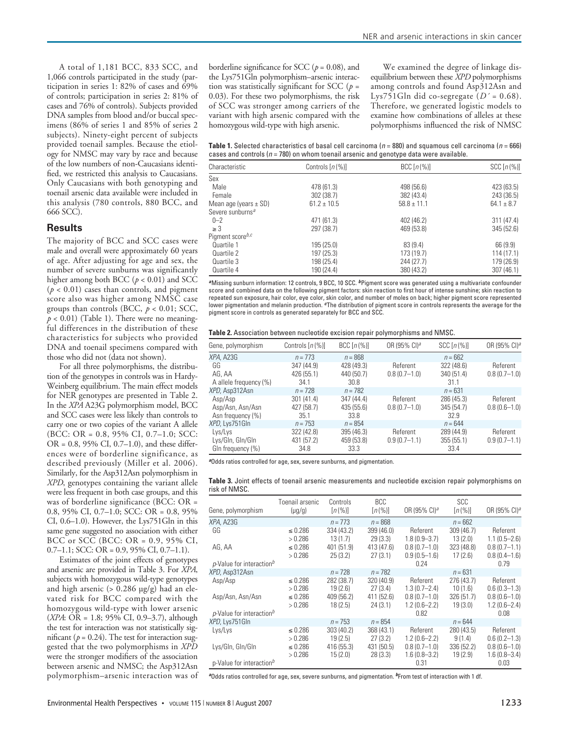A total of 1,181 BCC, 833 SCC, and 1,066 controls participated in the study (participation in series 1: 82% of cases and 69% of controls; participation in series 2: 81% of cases and 76% of controls). Subjects provided DNA samples from blood and/or buccal specimens (86% of series 1 and 85% of series 2 subjects). Ninety-eight percent of subjects provided toenail samples. Because the etiology for NMSC may vary by race and because of the low numbers of non-Caucasians identified, we restricted this analysis to Caucasians. Only Caucasians with both genotyping and toenail arsenic data available were included in this analysis (780 controls, 880 BCC, and 666 SCC).

## Results

The majority of BCC and SCC cases were male and overall were approximately 60 years of age. After adjusting for age and sex, the number of severe sunburns was significantly higher among both BCC ($p < 0.01$) and SCC ($p < 0.01$) cases than controls, and pigment score also was higher among NMSC case groups than controls (BCC, $p < 0.01$; SCC, $p < 0.01$) (Table 1). There were no meaningful differences in the distribution of these characteristics for subjects who provided DNA and toenail specimens compared with those who did not (data not shown).

For all three polymorphisms, the distribution of the genotypes in controls was in Hardy-Weinberg equilibrium. The main effect models for NER genotypes are presented in Table 2. In the *XPA* A23G polymorphism model, BCC and SCC cases were less likely than controls to carry one or two copies of the variant A allele (BCC: OR = 0.8, 95% CI, 0.7–1.0; SCC: OR = 0.8, 95% CI, 0.7–1.0), and these differences were of borderline significance, as described previously (Miller et al. 2006). Similarly, for the Asp312Asn polymorphism in *XPD*, genotypes containing the variant allele were less frequent in both case groups, and this was of borderline significance (BCC: OR = 0.8, 95% CI, 0.7–1.0; SCC: OR = 0.8, 95% CI, 0.6–1.0). However, the Lys751Gln in this same gene suggested no association with either BCC or SCC (BCC: OR = 0.9, 95% CI, 0.7–1.1; SCC: OR = 0.9, 95% CI, 0.7–1.1).

Estimates of the joint effects of genotypes and arsenic are provided in Table 3. For *XPA*, subjects with homozygous wild-type genotypes and high arsenic (> 0.286 μg/g) had an elevated risk for BCC compared with the homozygous wild-type with lower arsenic (*XPA*: OR = 1.8; 95% CI, 0.9–3.7), although the test for interaction was not statistically significant ($p = 0.24$). The test for interaction suggested that the two polymorphisms in *XPD* were the stronger modifiers of the association between arsenic and NMSC; the Asp312Asn polymorphism–arsenic interaction was of borderline significance for SCC ($p = 0.08$), and the Lys751Gln polymorphism–arsenic interaction was statistically significant for SCC ($p = 0.03$). For these two polymorphisms, the risk of SCC was stronger among carriers of the variant with high arsenic compared with the homozygous wild-type with high arsenic.

We examined the degree of linkage disequilibrium between these *XPD* polymorphisms among controls and found Asp312Asn and Lys751Gln did co-segregate ($D' = 0.68$). Therefore, we generated logistic models to examine how combinations of alleles at these polymorphisms influenced the risk of NMSC

**Table 1.** Selected characteristics of basal cell carcinoma ($n = 880$) and squamous cell carcinoma ($n = 666$) cases and controls ($n = 780$) on whom toenail arsenic and genotype data were available.

| Characteristic | Controls [n (%)] | BCC [n (%)] | SCC [n (%)] |
|---|---|---|---|
| Sex | | | |
| Male | 478 (61.3) | 498 (56.6) | 423 (63.5) |
| Female | 302 (38.7) | 382 (43.4) | 243 (36.5) |
| Mean age (years ± SD) | 61.2 ± 10.5 | 58.8 ± 11.1 | 64.1 ± 8.7 |
| Severe sunburns[a] | | | |
| 0–2 | 471 (61.3) | 402 (46.2) | 311 (47.4) |
| ≥ 3 | 297 (38.7) | 469 (53.8) | 345 (52.6) |
| Pigment score[b,c] | | | |
| Quartile 1 | 195 (25.0) | 83 (9.4) | 66 (9.9) |
| Quartile 2 | 197 (25.3) | 173 (19.7) | 114 (17.1) |
| Quartile 3 | 198 (25.4) | 244 (27.7) | 179 (26.9) |
| Quartile 4 | 190 (24.4) | 380 (43.2) | 307 (46.1) |

[a]Missing sunburn information: 12 controls, 9 BCC, 10 SCC. [b]Pigment score was generated using a multivariate confounder score and combined data on the following pigment factors: skin reaction to first hour of intense sunshine; skin reaction to repeated sun exposure, hair color, eye color, skin color, and number of moles on back; higher pigment score represented lower pigmentation and melanin production. [c]The distribution of pigment score in controls represents the average for the pigment score in controls as generated separately for BCC and SCC.

**Table 2.** Association between nucleotide excision repair polymorphisms and NMSC.

| Gene, polymorphism | Controls [n (%)] | BCC [n (%)] | OR (95% CI)[a] | SCC [n (%)] | OR (95% CI)[a] |
|---|---|---|---|---|---|
| *XPA*, A23G | $n = 773$ | $n = 868$ | | $n = 662$ | |
| GG | 347 (44.9) | 428 (49.3) | Referent | 322 (48.6) | Referent |
| AG, AA | 426 (55.1) | 440 (50.7) | 0.8 (0.7–1.0) | 340 (51.4) | 0.8 (0.7–1.0) |
| A allele frequency (%) | 34.1 | 30.8 | | 31.1 | |
| *XPD*, Asp312Asn | $n = 728$ | $n = 782$ | | $n = 631$ | |
| Asp/Asp | 301 (41.4) | 347 (44.4) | Referent | 286 (45.3) | Referent |
| Asp/Asn, Asn/Asn | 427 (58.7) | 435 (55.6) | 0.8 (0.7–1.0) | 345 (54.7) | 0.8 (0.6–1.0) |
| Asn frequency (%) | 35.1 | 33.8 | | 32.9 | |
| *XPD*, Lys751Gln | $n = 753$ | $n = 854$ | | $n = 644$ | |
| Lys/Lys | 322 (42.8) | 395 (46.3) | Referent | 289 (44.9) | Referent |
| Lys/Gln, Gln/Gln | 431 (57.2) | 459 (53.8) | 0.9 (0.7–1.1) | 355 (55.1) | 0.9 (0.7–1.1) |
| Gln frequency (%) | 34.8 | 33.3 | | 33.4 | |

[a]Odds ratios controlled for age, sex, severe sunburns, and pigmentation.

**Table 3.** Joint effects of toenail arsenic measurements and nucleotide excision repair polymorphisms on risk of NMSC.

| Gene, polymorphism | Toenail arsenic (μg/g) | Controls [n (%)] | BCC [n (%)] | OR (95% CI)[a] | SCC [n (%)] | OR (95% CI)[a] |
|---|---|---|---|---|---|---|
| *XPA*, A23G | | $n = 773$ | $n = 868$ | | $n = 662$ | |
| GG | ≤ 0.286 | 334 (43.2) | 399 (46.0) | Referent | 309 (46.7) | Referent |
| | > 0.286 | 13 (1.7) | 29 (3.3) | 1.8 (0.9–3.7) | 13 (2.0) | 1.1 (0.5–2.6) |
| AG, AA | ≤ 0.286 | 401 (51.9) | 413 (47.6) | 0.8 (0.7–1.0) | 323 (48.8) | 0.8 (0.7–1.1) |
| | > 0.286 | 25 (3.2) | 27 (3.1) | 0.9 (0.5–1.6) | 17 (2.6) | 0.8 (0.4–1.6) |
| p-Value for interaction[b] | | | | 0.24 | | 0.79 |
| *XPD*, Asp312Asn | | $n = 728$ | $n = 782$ | | $n = 631$ | |
| Asp/Asp | ≤ 0.286 | 282 (38.7) | 320 (40.9) | Referent | 276 (43.7) | Referent |
| | > 0.286 | 19 (2.6) | 27 (3.4) | 1.3 (0.7–2.4) | 10 (1.6) | 0.6 (0.3–1.3) |
| Asp/Asn, Asn/Asn | ≤ 0.286 | 409 (56.2) | 411 (52.6) | 0.8 (0.7–1.0) | 326 (51.7) | 0.8 (0.6–1.0) |
| | > 0.286 | 18 (2.5) | 24 (3.1) | 1.2 (0.6–2.2) | 19 (3.0) | 1.2 (0.6–2.4) |
| p-Value for interaction[b] | | | | 0.82 | | 0.08 |
| *XPD*, Lys751Gln | | $n = 753$ | $n = 854$ | | $n = 644$ | |
| Lys/Lys | ≤ 0.286 | 303 (40.2) | 368 (43.1) | Referent | 280 (43.5) | Referent |
| | > 0.286 | 19 (2.5) | 27 (3.2) | 1.2 (0.6–2.2) | 9 (1.4) | 0.6 (0.2–1.3) |
| Lys/Gln, Gln/Gln | ≤ 0.286 | 416 (55.3) | 431 (50.5) | 0.8 (0.7–1.0) | 336 (52.2) | 0.8 (0.6–1.0) |
| | > 0.286 | 15 (2.0) | 28 (3.3) | 1.6 (0.8–3.2) | 19 (2.9) | 1.6 (0.8–3.4) |
| p-Value for interaction[b] | | | | 0.31 | | 0.03 |

[a]Odds ratios controlled for age, sex, severe sunburns, and pigmentation. [b]From test of interaction with 1 df.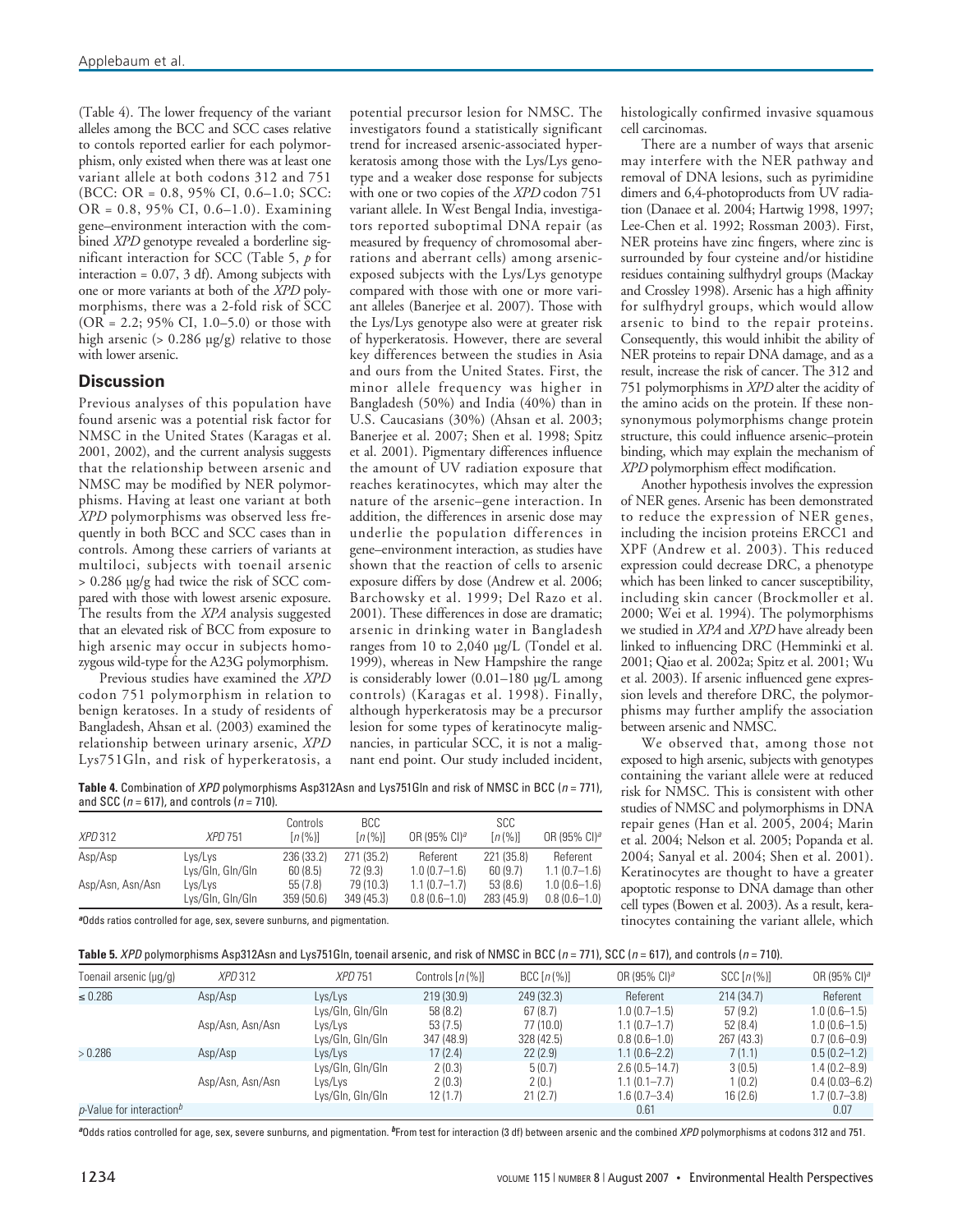(Table 4). The lower frequency of the variant alleles among the BCC and SCC cases relative to contols reported earlier for each polymorphism, only existed when there was at least one variant allele at both codons 312 and 751 (BCC: OR = 0.8, 95% CI, 0.6–1.0; SCC: OR = 0.8, 95% CI, 0.6–1.0). Examining gene–environment interaction with the combined *XPD* genotype revealed a borderline significant interaction for SCC (Table 5, *p* for interaction = 0.07, 3 df). Among subjects with one or more variants at both of the *XPD* polymorphisms, there was a 2-fold risk of SCC (OR = 2.2; 95% CI, 1.0–5.0) or those with high arsenic (> 0.286 µg/g) relative to those with lower arsenic.

## Discussion

Previous analyses of this population have found arsenic was a potential risk factor for NMSC in the United States (Karagas et al. 2001, 2002), and the current analysis suggests that the relationship between arsenic and NMSC may be modified by NER polymorphisms. Having at least one variant at both *XPD* polymorphisms was observed less frequently in both BCC and SCC cases than in controls. Among these carriers of variants at multiloci, subjects with toenail arsenic > 0.286 µg/g had twice the risk of SCC compared with those with lowest arsenic exposure. The results from the *XPA* analysis suggested that an elevated risk of BCC from exposure to high arsenic may occur in subjects homozygous wild-type for the A23G polymorphism.

Previous studies have examined the *XPD* codon 751 polymorphism in relation to benign keratoses. In a study of residents of Bangladesh, Ahsan et al. (2003) examined the relationship between urinary arsenic, *XPD* Lys751Gln, and risk of hyperkeratosis, a potential precursor lesion for NMSC. The investigators found a statistically significant trend for increased arsenic-associated hyperkeratosis among those with the Lys/Lys genotype and a weaker dose response for subjects with one or two copies of the *XPD* codon 751 variant allele. In West Bengal India, investigators reported suboptimal DNA repair (as measured by frequency of chromosomal aberrations and aberrant cells) among arsenic-exposed subjects with the Lys/Lys genotype compared with those with one or more variant alleles (Banerjee et al. 2007). Those with the Lys/Lys genotype also were at greater risk of hyperkeratosis. However, there are several key differences between the studies in Asia and ours from the United States. First, the minor allele frequency was higher in Bangladesh (50%) and India (40%) than in U.S. Caucasians (30%) (Ahsan et al. 2003; Banerjee et al. 2007; Shen et al. 1998; Spitz et al. 2001). Pigmentary differences influence the amount of UV radiation exposure that reaches keratinocytes, which may alter the nature of the arsenic–gene interaction. In addition, the differences in arsenic dose may underlie the population differences in gene–environment interaction, as studies have shown that the reaction of cells to arsenic exposure differs by dose (Andrew et al. 2006; Barchowsky et al. 1999; Del Razo et al. 2001). These differences in dose are dramatic; arsenic in drinking water in Bangladesh ranges from 10 to 2,040 µg/L (Tondel et al. 1999), whereas in New Hampshire the range is considerably lower (0.01–180 µg/L among controls) (Karagas et al. 1998). Finally, although hyperkeratosis may be a precursor lesion for some types of keratinocyte malignancies, in particular SCC, it is not a malignant end point. Our study included incident, histologically confirmed invasive squamous cell carcinomas.

There are a number of ways that arsenic may interfere with the NER pathway and removal of DNA lesions, such as pyrimidine dimers and 6,4-photoproducts from UV radiation (Danaee et al. 2004; Hartwig 1998, 1997; Lee-Chen et al. 1992; Rossman 2003). First, NER proteins have zinc fingers, where zinc is surrounded by four cysteine and/or histidine residues containing sulfhydryl groups (Mackay and Crossley 1998). Arsenic has a high affinity for sulfhydryl groups, which would allow arsenic to bind to the repair proteins. Consequently, this would inhibit the ability of NER proteins to repair DNA damage, and as a result, increase the risk of cancer. The 312 and 751 polymorphisms in *XPD* alter the acidity of the amino acids on the protein. If these nonsynonymous polymorphisms change protein structure, this could influence arsenic–protein binding, which may explain the mechanism of *XPD* polymorphism effect modification.

Another hypothesis involves the expression of NER genes. Arsenic has been demonstrated to reduce the expression of NER genes, including the incision proteins ERCC1 and XPF (Andrew et al. 2003). This reduced expression could decrease DRC, a phenotype which has been linked to cancer susceptibility, including skin cancer (Brockmoller et al. 2000; Wei et al. 1994). The polymorphisms we studied in *XPA* and *XPD* have already been linked to influencing DRC (Hemminki et al. 2001; Qiao et al. 2002a; Spitz et al. 2001; Wu et al. 2003). If arsenic influenced gene expression levels and therefore DRC, the polymorphisms may further amplify the association between arsenic and NMSC.

We observed that, among those not exposed to high arsenic, subjects with genotypes containing the variant allele were at reduced risk for NMSC. This is consistent with other studies of NMSC and polymorphisms in DNA repair genes (Han et al. 2005, 2004; Marin et al. 2004; Nelson et al. 2005; Popanda et al. 2004; Sanyal et al. 2004; Shen et al. 2001). Keratinocytes are thought to have a greater apoptotic response to DNA damage than other cell types (Bowen et al. 2003). As a result, keratinocytes containing the variant allele, which

**Table 4.** Combination of *XPD* polymorphisms Asp312Asn and Lys751Gln and risk of NMSC in BCC (*n* = 771), and SCC (*n* = 617), and controls (*n* = 710).

| *XPD* 312 | *XPD* 751 | Controls [*n* (%)] | BCC [*n* (%)] | OR (95% CI)[a] | SCC [*n* (%)] | OR (95% CI)[a] |
|---|---|---|---|---|---|---|
| Asp/Asp | Lys/Lys | 236 (33.2) | 271 (35.2) | Referent | 221 (35.8) | Referent |
| | Lys/Gln, Gln/Gln | 60 (8.5) | 72 (9.3) | 1.0 (0.7–1.6) | 60 (9.7) | 1.1 (0.7–1.6) |
| Asp/Asn, Asn/Asn | Lys/Lys | 55 (7.8) | 79 (10.3) | 1.1 (0.7–1.7) | 53 (8.6) | 1.0 (0.6–1.6) |
| | Lys/Gln, Gln/Gln | 359 (50.6) | 349 (45.3) | 0.8 (0.6–1.0) | 283 (45.9) | 0.8 (0.6–1.0) |

[a]Odds ratios controlled for age, sex, severe sunburns, and pigmentation.

**Table 5.** *XPD* polymorphisms Asp312Asn and Lys751Gln, toenail arsenic, and risk of NMSC in BCC (*n* = 771), SCC (*n* = 617), and controls (*n* = 710).

| Toenail arsenic (µg/g) | *XPD* 312 | *XPD* 751 | Controls [*n* (%)] | BCC [*n* (%)] | OR (95% CI)[a] | SCC [*n* (%)] | OR (95% CI)[a] |
|---|---|---|---|---|---|---|---|
| ≤ 0.286 | Asp/Asp | Lys/Lys | 219 (30.9) | 249 (32.3) | Referent | 214 (34.7) | Referent |
| | | Lys/Gln, Gln/Gln | 58 (8.2) | 67 (8.7) | 1.0 (0.7–1.5) | 57 (9.2) | 1.0 (0.6–1.5) |
| | Asp/Asn, Asn/Asn | Lys/Lys | 53 (7.5) | 77 (10.0) | 1.1 (0.7–1.7) | 52 (8.4) | 1.0 (0.6–1.5) |
| | | Lys/Gln, Gln/Gln | 347 (48.9) | 328 (42.5) | 0.8 (0.6–1.0) | 267 (43.3) | 0.7 (0.6–0.9) |
| > 0.286 | Asp/Asp | Lys/Lys | 17 (2.4) | 22 (2.9) | 1.1 (0.6–2.2) | 7 (1.1) | 0.5 (0.2–1.2) |
| | | Lys/Gln, Gln/Gln | 2 (0.3) | 5 (0.7) | 2.6 (0.5–14.7) | 3 (0.5) | 1.4 (0.2–8.9) |
| | Asp/Asn, Asn/Asn | Lys/Lys | 2 (0.3) | 2 (0.) | 1.1 (0.1–7.7) | 1 (0.2) | 0.4 (0.03–6.2) |
| | | Lys/Gln, Gln/Gln | 12 (1.7) | 21 (2.7) | 1.6 (0.7–3.4) | 16 (2.6) | 1.7 (0.7–3.8) |
| *p*-Value for interaction[b] | | | | | 0.61 | | 0.07 |

[a]Odds ratios controlled for age, sex, severe sunburns, and pigmentation. [b]From test for interaction (3 df) between arsenic and the combined *XPD* polymorphisms at codons 312 and 751.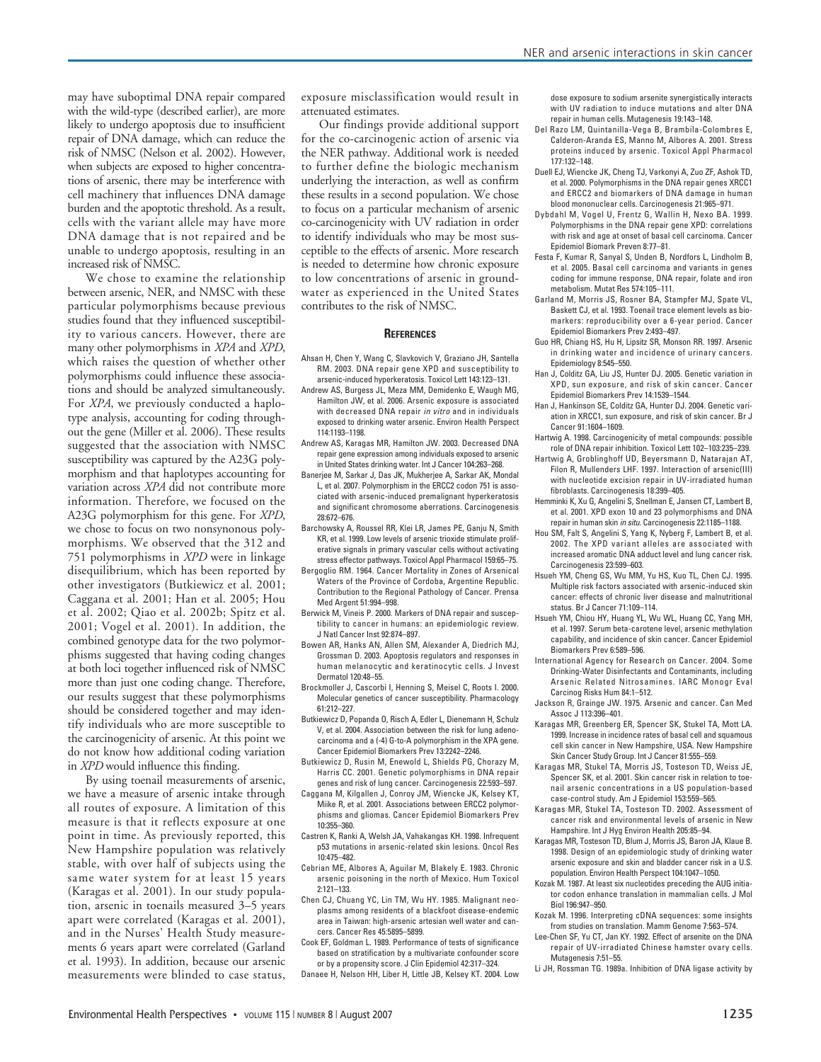may have suboptimal DNA repair compared with the wild-type (described earlier), are more likely to undergo apoptosis due to insufficient repair of DNA damage, which can reduce the risk of NMSC (Nelson et al. 2002). However, when subjects are exposed to higher concentrations of arsenic, there may be interference with cell machinery that influences DNA damage burden and the apoptotic threshold. As a result, cells with the variant allele may have more DNA damage that is not repaired and be unable to undergo apoptosis, resulting in an increased risk of NMSC.

We chose to examine the relationship between arsenic, NER, and NMSC with these particular polymorphisms because previous studies found that they influenced susceptibility to various cancers. However, there are many other polymorphisms in *XPA* and *XPD*, which raises the question of whether other polymorphisms could influence these associations and should be analyzed simultaneously. For *XPA*, we previously conducted a haplotype analysis, accounting for coding throughout the gene (Miller et al. 2006). These results suggested that the association with NMSC susceptibility was captured by the A23G polymorphism and that haplotypes accounting for variation across *XPA* did not contribute more information. Therefore, we focused on the A23G polymorphism for this gene. For *XPD*, we chose to focus on two nonsynonous polymorphisms. We observed that the 312 and 751 polymorphisms in *XPD* were in linkage disequilibrium, which has been reported by other investigators (Butkiewicz et al. 2001; Caggana et al. 2001; Han et al. 2005; Hou et al. 2002; Qiao et al. 2002b; Spitz et al. 2001; Vogel et al. 2001). In addition, the combined genotype data for the two polymorphisms suggested that having coding changes at both loci together influenced risk of NMSC more than just one coding change. Therefore, our results suggest that these polymorphisms should be considered together and may identify individuals who are more susceptible to the carcinogenicity of arsenic. At this point we do not know how additional coding variation in *XPD* would influence this finding.

By using toenail measurements of arsenic, we have a measure of arsenic intake through all routes of exposure. A limitation of this measure is that it reflects exposure at one point in time. As previously reported, this New Hampshire population was relatively stable, with over half of subjects using the same water system for at least 15 years (Karagas et al. 2001). In our study population, arsenic in toenails measured 3–5 years apart were correlated (Karagas et al. 2001), and in the Nurses' Health Study measurements 6 years apart were correlated (Garland et al. 1993). In addition, because our arsenic measurements were blinded to case status, exposure misclassification would result in attenuated estimates.

Our findings provide additional support for the co-carcinogenic action of arsenic via the NER pathway. Additional work is needed to further define the biologic mechanism underlying the interaction, as well as confirm these results in a second population. We chose to focus on a particular mechanism of arsenic co-carcinogenicity with UV radiation in order to identify individuals who may be most susceptible to the effects of arsenic. More research is needed to determine how chronic exposure to low concentrations of arsenic in groundwater as experienced in the United States contributes to the risk of NMSC.

## References

Ahsan H, Chen Y, Wang C, Slavkovich V, Graziano JH, Santella RM. 2003. DNA repair gene XPD and susceptibility to arsenic-induced hyperkeratosis. Toxicol Lett 143:123–131.

Andrew AS, Burgess JL, Meza MM, Demidenko E, Waugh MG, Hamilton JW, et al. 2006. Arsenic exposure is associated with decreased DNA repair *in vitro* and in individuals exposed to drinking water arsenic. Environ Health Perspect 114:1193–1198.

Andrew AS, Karagas MR, Hamilton JW. 2003. Decreased DNA repair gene expression among individuals exposed to arsenic in United States drinking water. Int J Cancer 104:263–268.

Banerjee M, Sarkar J, Das JK, Mukherjee A, Sarkar AK, Mondal L, et al. 2007. Polymorphism in the ERCC2 codon 751 is associated with arsenic-induced premalignant hyperkeratosis and significant chromosome aberrations. Carcinogenesis 28:672–676.

Barchowsky A, Roussel RR, Klei LR, James PE, Ganju N, Smith KR, et al. 1999. Low levels of arsenic trioxide stimulate proliferative signals in primary vascular cells without activating stress effector pathways. Toxicol Appl Pharmacol 159:65–75.

Bergoglio RM. 1964. Cancer Mortality in Zones of Arsenical Waters of the Province of Cordoba, Argentine Republic. Contribution to the Regional Pathology of Cancer. Prensa Med Argent 51:994–998.

Berwick M, Vineis P. 2000. Markers of DNA repair and susceptibility to cancer in humans: an epidemiologic review. J Natl Cancer Inst 92:874–897.

Bowen AR, Hanks AN, Allen SM, Alexander A, Diedrich MJ, Grossman D. 2003. Apoptosis regulators and responses in human melanocytic and keratinocytic cells. J Invest Dermatol 120:48–55.

Brockmoller J, Cascorbi I, Henning S, Meisel C, Roots I. 2000. Molecular genetics of cancer susceptibility. Pharmacology 61:212–227.

Butkiewicz D, Popanda O, Risch A, Edler L, Dienemann H, Schulz V, et al. 2004. Association between the risk for lung adenocarcinoma and a (-4) G-to-A polymorphism in the XPA gene. Cancer Epidemiol Biomarkers Prev 13:2242–2246.

Butkiewicz D, Rusin M, Enewold L, Shields PG, Chorazy M, Harris CC. 2001. Genetic polymorphisms in DNA repair genes and risk of lung cancer. Carcinogenesis 22:593–597.

Caggana M, Kilgallen J, Conroy JM, Wiencke JK, Kelsey KT, Miike R, et al. 2001. Associations between ERCC2 polymorphisms and gliomas. Cancer Epidemiol Biomarkers Prev 10:355–360.

Castren K, Ranki A, Welsh JA, Vahakangas KH. 1998. Infrequent p53 mutations in arsenic-related skin lesions. Oncol Res 10:475–482.

Cebrian ME, Albores A, Aguilar M, Blakely E. 1983. Chronic arsenic poisoning in the north of Mexico. Hum Toxicol 2:121–133.

Chen CJ, Chuang YC, Lin TM, Wu HY. 1985. Malignant neoplasms among residents of a blackfoot disease-endemic area in Taiwan: high-arsenic artesian well water and cancers. Cancer Res 45:5895–5899.

Cook EF, Goldman L. 1989. Performance of tests of significance based on stratification by a multivariate confounder score or by a propensity score. J Clin Epidemiol 42:317–324.

Danaee H, Nelson HH, Liber H, Little JB, Kelsey KT. 2004. Low dose exposure to sodium arsenite synergistically interacts with UV radiation to induce mutations and alter DNA repair in human cells. Mutagenesis 19:143–148.

Del Razo LM, Quintanilla-Vega B, Brambila-Colombres E, Calderon-Aranda ES, Manno M, Albores A. 2001. Stress proteins induced by arsenic. Toxicol Appl Pharmacol 177:132–148.

Duell EJ, Wiencke JK, Cheng TJ, Varkonyi A, Zuo ZF, Ashok TD, et al. 2000. Polymorphisms in the DNA repair genes XRCC1 and ERCC2 and biomarkers of DNA damage in human blood mononuclear cells. Carcinogenesis 21:965–971.

Dybdahl M, Vogel U, Frentz G, Wallin H, Nexo BA. 1999. Polymorphisms in the DNA repair gene XPD: correlations with risk and age at onset of basal cell carcinoma. Cancer Epidemiol Biomark Preven 8:77–81.

Festa F, Kumar R, Sanyal S, Unden B, Nordfors L, Lindholm B, et al. 2005. Basal cell carcinoma and variants in genes coding for immune response, DNA repair, folate and iron metabolism. Mutat Res 574:105–111.

Garland M, Morris JS, Rosner BA, Stampfer MJ, Spate VL, Baskett CJ, et al. 1993. Toenail trace element levels as biomarkers: reproducibility over a 6-year period. Cancer Epidemiol Biomarkers Prev 2:493–497.

Guo HR, Chiang HS, Hu H, Lipsitz SR, Monson RR. 1997. Arsenic in drinking water and incidence of urinary cancers. Epidemiology 8:545–550.

Han J, Colditz GA, Liu JS, Hunter DJ. 2005. Genetic variation in XPD, sun exposure, and risk of skin cancer. Cancer Epidemiol Biomarkers Prev 14:1539–1544.

Han J, Hankinson SE, Colditz GA, Hunter DJ. 2004. Genetic variation in XRCC1, sun exposure, and risk of skin cancer. Br J Cancer 91:1604–1609.

Hartwig A. 1998. Carcinogenicity of metal compounds: possible role of DNA repair inhibition. Toxicol Lett 102–103:235–239.

Hartwig A, Groblinghoff UD, Beyersmann D, Natarajan AT, Filon R, Mullenders LHF. 1997. Interaction of arsenic(III) with nucleotide excision repair in UV-irradiated human fibroblasts. Carcinogenesis 18:399–405.

Hemminki K, Xu G, Angelini S, Snellman E, Jansen CT, Lambert B, et al. 2001. XPD exon 10 and 23 polymorphisms and DNA repair in human skin *in situ*. Carcinogenesis 22:1185–1188.

Hou SM, Falt S, Angelini S, Yang K, Nyberg F, Lambert B, et al. 2002. The XPD variant alleles are associated with increased aromatic DNA adduct level and lung cancer risk. Carcinogenesis 23:599–603.

Hsueh YM, Cheng GS, Wu MM, Yu HS, Kuo TL, Chen CJ. 1995. Multiple risk factors associated with arsenic-induced skin cancer: effects of chronic liver disease and malnutritional status. Br J Cancer 71:109–114.

Hsueh YM, Chiou HY, Huang YL, Wu WL, Huang CC, Yang MH, et al. 1997. Serum beta-carotene level, arsenic methylation capability, and incidence of skin cancer. Cancer Epidemiol Biomarkers Prev 6:589–596.

International Agency for Research on Cancer. 2004. Some Drinking-Water Disinfectants and Contaminants, including Arsenic Related Nitrosamines. IARC Monogr Eval Carcinog Risks Hum 84:1–512.

Jackson R, Grainge JW. 1975. Arsenic and cancer. Can Med Assoc J 113:396–401.

Karagas MR, Greenberg ER, Spencer SK, Stukel TA, Mott LA. 1999. Increase in incidence rates of basal cell and squamous cell skin cancer in New Hampshire, USA. New Hampshire Skin Cancer Study Group. Int J Cancer 81:555–559.

Karagas MR, Stukel TA, Morris JS, Tosteson TD, Weiss JE, Spencer SK, et al. 2001. Skin cancer risk in relation to toenail arsenic concentrations in a US population-based case-control study. Am J Epidemiol 153:559–565.

Karagas MR, Stukel TA, Tosteson TD. 2002. Assessment of cancer risk and environmental levels of arsenic in New Hampshire. Int J Hyg Environ Health 205:85–94.

Karagas MR, Tosteson TD, Blum J, Morris JS, Baron JA, Klaue B. 1998. Design of an epidemiologic study of drinking water arsenic exposure and skin and bladder cancer risk in a U.S. population. Environ Health Perspect 104:1047–1050.

Kozak M. 1987. At least six nucleotides preceding the AUG initiator codon enhance translation in mammalian cells. J Mol Biol 196:947–950.

Kozak M. 1996. Interpreting cDNA sequences: some insights from studies on translation. Mamm Genome 7:563–574.

Lee-Chen SF, Yu CT, Jan KY. 1992. Effect of arsenite on the DNA repair of UV-irradiated Chinese hamster ovary cells. Mutagenesis 7:51–55.

Li JH, Rossman TG. 1989a. Inhibition of DNA ligase activity by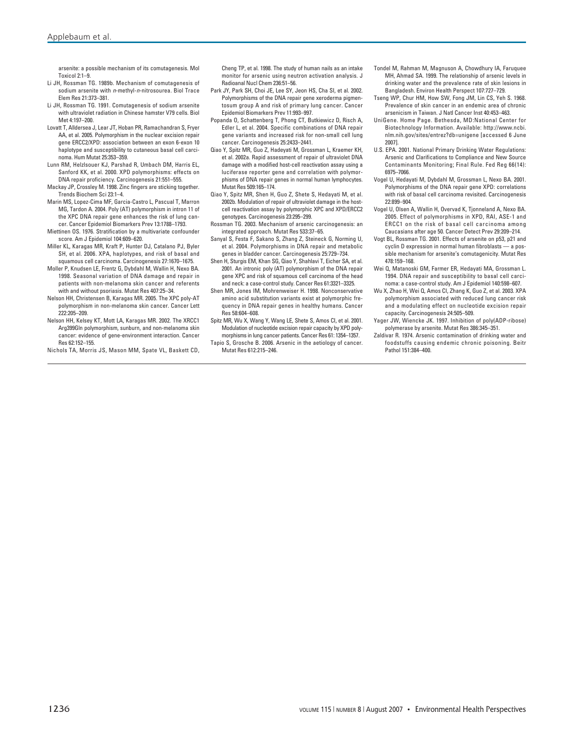arsenite: a possible mechanism of its comutagenesis. Mol Toxicol 2:1–9.

Li JH, Rossman TG. 1989b. Mechanism of comutagenesis of sodium arsenite with *n*-methyl-*n*-nitrosourea. Biol Trace Elem Res 21:373–381.

Li JH, Rossman TG. 1991. Comutagenesis of sodium arsenite with ultraviolet radiation in Chinese hamster V79 cells. Biol Met 4:197–200.

Lovatt T, Alldersea J, Lear JT, Hoban PR, Ramachandran S, Fryer AA, et al. 2005. Polymorphism in the nuclear excision repair gene ERCC2/XPD: association between an exon 6-exon 10 haplotype and susceptibility to cutaneous basal cell carcinoma. Hum Mutat 25:353–359.

Lunn RM, Helzlsouer KJ, Parshad R, Umbach DM, Harris EL, Sanford KK, et al. 2000. XPD polymorphisms: effects on DNA repair proficiency. Carcinogenesis 21:551–555.

Mackay JP, Crossley M. 1998. Zinc fingers are sticking together. Trends Biochem Sci 23:1–4.

Marin MS, Lopez-Cima MF, Garcia-Castro L, Pascual T, Marron MG, Tardon A. 2004. Poly (AT) polymorphism in intron 11 of the XPC DNA repair gene enhances the risk of lung cancer. Cancer Epidemiol Biomarkers Prev 13:1788–1793.

Miettinen OS. 1976. Stratification by a multivariate confounder score. Am J Epidemiol 104:609–620.

Miller KL, Karagas MR, Kraft P, Hunter DJ, Catalano PJ, Byler SH, et al. 2006. XPA, haplotypes, and risk of basal and squamous cell carcinoma. Carcinogenesis 27:1670–1675.

Moller P, Knudsen LE, Frentz G, Dybdahl M, Wallin H, Nexo BA. 1998. Seasonal variation of DNA damage and repair in patients with non-melanoma skin cancer and referents with and without psoriasis. Mutat Res 407:25–34.

Nelson HH, Christensen B, Karagas MR. 2005. The XPC poly-AT polymorphism in non-melanoma skin cancer. Cancer Lett 222:205–209.

Nelson HH, Kelsey KT, Mott LA, Karagas MR. 2002. The XRCC1 Arg399Gln polymorphism, sunburn, and non-melanoma skin cancer: evidence of gene-environment interaction. Cancer Res 62:152–155.

Nichols TA, Morris JS, Mason MM, Spate VL, Baskett CD, Cheng TP, et al. 1998. The study of human nails as an intake monitor for arsenic using neutron activation analysis. J Radioanal Nucl Chem 236:51–56.

Park JY, Park SH, Choi JE, Lee SY, Jeon HS, Cha SI, et al. 2002. Polymorphisms of the DNA repair gene xeroderma pigmentosum group A and risk of primary lung cancer. Cancer Epidemiol Biomarkers Prev 11:993–997.

Popanda O, Schattenberg T, Phong CT, Butkiewicz D, Risch A, Edler L, et al. 2004. Specific combinations of DNA repair gene variants and increased risk for non-small cell lung cancer. Carcinogenesis 25:2433–2441.

Qiao Y, Spitz MR, Guo Z, Hadeyati M, Grossman L, Kraemer KH, et al. 2002a. Rapid assessment of repair of ultraviolet DNA damage with a modified host-cell reactivation assay using a luciferase reporter gene and correlation with polymorphisms of DNA repair genes in normal human lymphocytes. Mutat Res 509:165–174.

Qiao Y, Spitz MR, Shen H, Guo Z, Shete S, Hedayati M, et al. 2002b. Modulation of repair of ultraviolet damage in the host-cell reactivation assay by polymorphic XPC and XPD/ERCC2 genotypes. Carcinogenesis 23:295–299.

Rossman TG. 2003. Mechanism of arsenic carcinogenesis: an integrated approach. Mutat Res 533:37–65.

Sanyal S, Festa F, Sakano S, Zhang Z, Steineck G, Norming U, et al. 2004. Polymorphisms in DNA repair and metabolic genes in bladder cancer. Carcinogenesis 25:729–734.

Shen H, Sturgis EM, Khan SG, Qiao Y, Shahlavi T, Eicher SA, et al. 2001. An intronic poly (AT) polymorphism of the DNA repair gene XPC and risk of squamous cell carcinoma of the head and neck: a case-control study. Cancer Res 61:3321–3325.

Shen MR, Jones IM, Mohrenweiser H. 1998. Nonconservative amino acid substitution variants exist at polymorphic frequency in DNA repair genes in healthy humans. Cancer Res 58:604–608.

Spitz MR, Wu X, Wang Y, Wang LE, Shete S, Amos CI, et al. 2001. Modulation of nucleotide excision repair capacity by XPD polymorphisms in lung cancer patients. Cancer Res 61: 1354–1357.

Tapio S, Grosche B. 2006. Arsenic in the aetiology of cancer. Mutat Res 612:215–246.

Tondel M, Rahman M, Magnuson A, Chowdhury IA, Faruquee MH, Ahmad SA. 1999. The relationship of arsenic levels in drinking water and the prevalence rate of skin lesions in Bangladesh. Environ Health Perspect 107:727–729.

Tseng WP, Chur HM, How SW, Fong JM, Lin CS, Yeh S. 1968. Prevalence of skin cancer in an endemic area of chronic arsenicism in Taiwan. J Natl Cancer Inst 40:453–463.

UniGene. Home Page. Bethesda, MD:National Center for Biotechnology Information. Available: http://www.ncbi.nlm.nih.gov/sites/entrez?db=unigene [accessed 6 June 2007].

U.S. EPA. 2001. National Primary Drinking Water Regulations: Arsenic and Clarifications to Compliance and New Source Contaminants Monitoring; Final Rule. Fed Reg 66(14): 6975–7066.

Vogel U, Hedayati M, Dybdahl M, Grossman L, Nexo BA. 2001. Polymorphisms of the DNA repair gene XPD: correlations with risk of basal cell carcinoma revisited. Carcinogenesis 22:899–904.

Vogel U, Olsen A, Wallin H, Overvad K, Tjonneland A, Nexo BA. 2005. Effect of polymorphisms in XPD, RAI, ASE-1 and ERCC1 on the risk of basal cell carcinoma among Caucasians after age 50. Cancer Detect Prev 29:209–214.

Vogt BL, Rossman TG. 2001. Effects of arsenite on p53, p21 and cyclin D expression in normal human fibroblasts — a possible mechanism for arsenite's comutagenicity. Mutat Res 478:159–168.

Wei Q, Matanoski GM, Farmer ER, Hedayati MA, Grossman L. 1994. DNA repair and susceptibility to basal cell carcinoma: a case-control study. Am J Epidemiol 140:598–607.

Wu X, Zhao H, Wei Q, Amos CI, Zhang K, Guo Z, et al. 2003. XPA polymorphism associated with reduced lung cancer risk and a modulating effect on nucleotide excision repair capacity. Carcinogenesis 24:505–509.

Yager JW, Wiencke JK. 1997. Inhibition of poly(ADP-ribose) polymerase by arsenite. Mutat Res 386:345–351.

Zaldivar R. 1974. Arsenic contamination of drinking water and foodstuffs causing endemic chronic poisoning. Beitr Pathol 151:384–400.